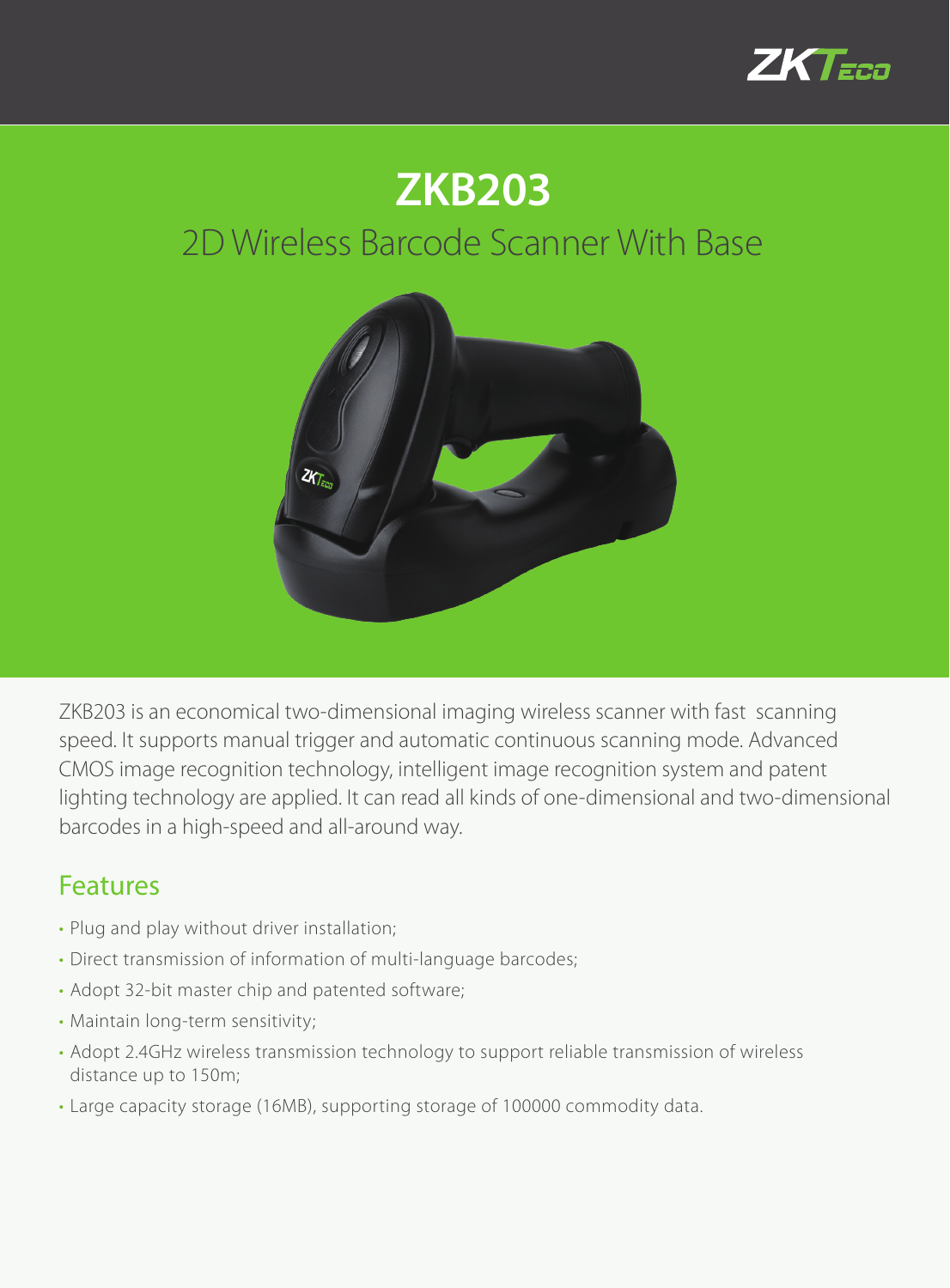# ZKB203

## 2D Wireless Barcode Scanner With Base

ZKB203 is an economical two-dimensional imaging wireless scanner with fast scanning speed. It supports manual trigger and automatic continuous scanning mode. Advanced CMOS image recognition technology, intelligent image recognition system and patent lighting technology are applied. It can read all kinds of one-dimensional and two-dimensional barcodes in a high-speed and all-around way.

## Features

- Plug and play without driver installation;
- Direct transmission of information of multi-language barcodes;
- Adopt 32-bit master chip and patented software;
- Maintain long-term sensitivity;
- Adopt 2.4GHz wireless transmission technology to support reliable transmission of wireless distance up to 150m;
- Large capacity storage (16MB), supporting storage of 100000 commodity data.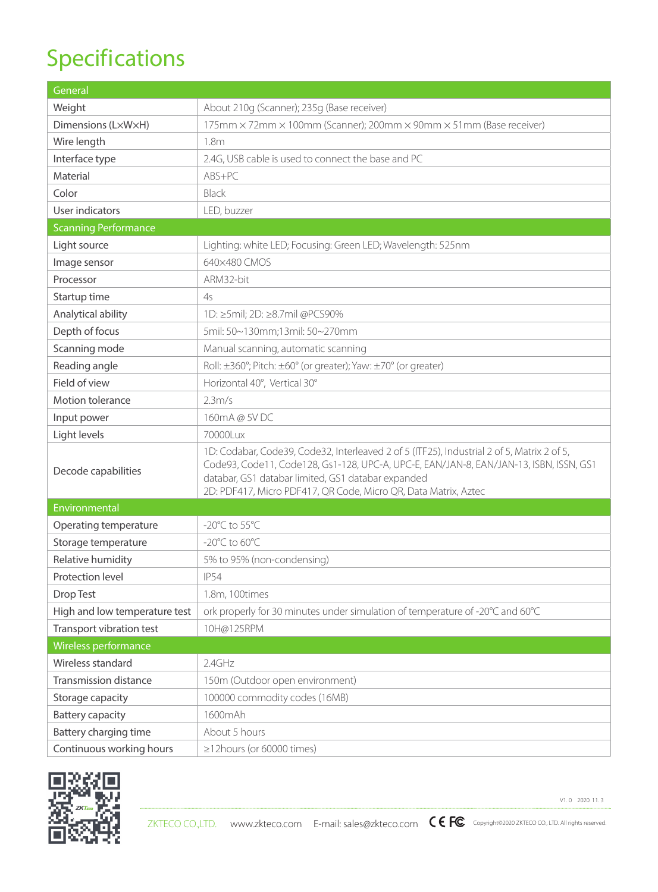# Specifications

| | |
|---|---|
| **General** | |
| Weight | About 210g (Scanner); 235g (Base receiver) |
| Dimensions (L×W×H) | 175mm × 72mm × 100mm (Scanner); 200mm × 90mm × 51mm (Base receiver) |
| Wire length | 1.8m |
| Interface type | 2.4G, USB cable is used to connect the base and PC |
| Material | ABS+PC |
| Color | Black |
| User indicators | LED, buzzer |
| **Scanning Performance** | |
| Light source | Lighting: white LED; Focusing: Green LED; Wavelength: 525nm |
| Image sensor | 640×480 CMOS |
| Processor | ARM32-bit |
| Startup time | 4s |
| Analytical ability | 1D: ≥5mil; 2D: ≥8.7mil @PCS90% |
| Depth of focus | 5mil: 50~130mm;13mil: 50~270mm |
| Scanning mode | Manual scanning, automatic scanning |
| Reading angle | Roll: ±360°; Pitch: ±60° (or greater); Yaw: ±70° (or greater) |
| Field of view | Horizontal 40°, Vertical 30° |
| Motion tolerance | 2.3m/s |
| Input power | 160mA @ 5V DC |
| Light levels | 70000Lux |
| Decode capabilities | 1D: Codabar, Code39, Code32, Interleaved 2 of 5 (ITF25), Industrial 2 of 5, Matrix 2 of 5, Code93, Code11, Code128, Gs1-128, UPC-A, UPC-E, EAN/JAN-8, EAN/JAN-13, ISBN, ISSN, GS1 databar, GS1 databar limited, GS1 databar expanded<br>2D: PDF417, Micro PDF417, QR Code, Micro QR, Data Matrix, Aztec |
| **Environmental** | |
| Operating temperature | -20℃ to 55℃ |
| Storage temperature | -20℃ to 60℃ |
| Relative humidity | 5% to 95% (non-condensing) |
| Protection level | IP54 |
| Drop Test | 1.8m, 100times |
| High and low temperature test | ork properly for 30 minutes under simulation of temperature of -20℃ and 60℃ |
| Transport vibration test | 10H@125RPM |
| **Wireless performance** | |
| Wireless standard | 2.4GHz |
| Transmission distance | 150m (Outdoor open environment) |
| Storage capacity | 100000 commodity codes (16MB) |
| Battery capacity | 1600mAh |
| Battery charging time | About 5 hours |
| Continuous working hours | ≥12hours (or 60000 times) |

V1.0 2020.11.3

ZKTECO CO.,LTD. www.zkteco.com E-mail: sales@zkteco.com CE FC Copyright©2020 ZKTECO CO., LTD. All rights reserved.